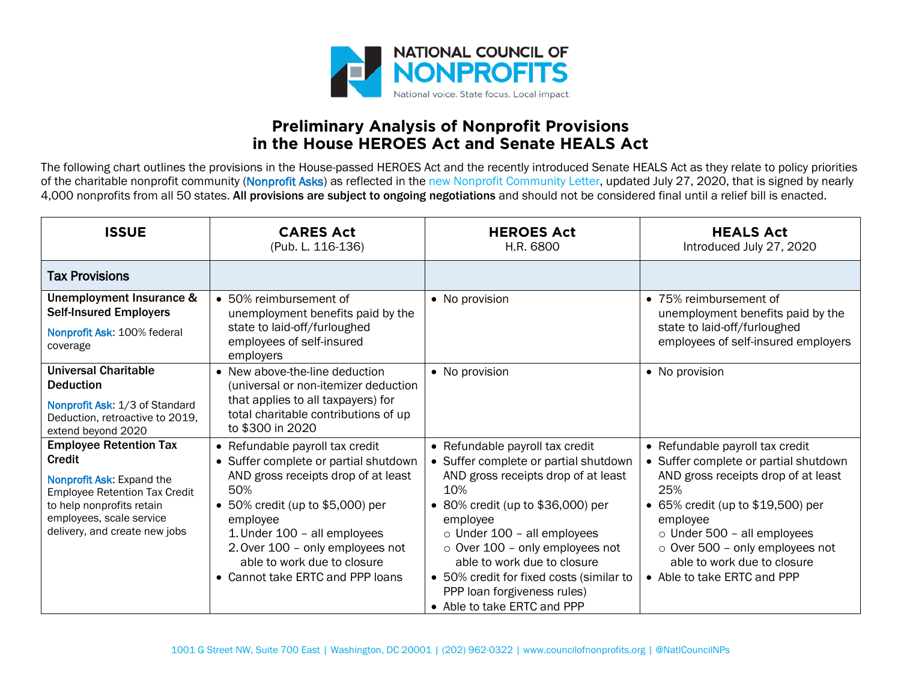NATIONAL COUNCIL OF NONPROFITS

National voice. State focus. Local impact.

# Preliminary Analysis of Nonprofit Provisions in the House HEROES Act and Senate HEALS Act

The following chart outlines the provisions in the House-passed HEROES Act and the recently introduced Senate HEALS Act as they relate to policy priorities of the charitable nonprofit community (Nonprofit Asks) as reflected in the new Nonprofit Community Letter, updated July 27, 2020, that is signed by nearly 4,000 nonprofits from all 50 states. **All provisions are subject to ongoing negotiations** and should not be considered final until a relief bill is enacted.

| ISSUE | CARES Act (Pub. L. 116-136) | HEROES Act H.R. 6800 | HEALS Act Introduced July 27, 2020 |
|---|---|---|---|
| **Tax Provisions** | | | |
| **Unemployment Insurance & Self-Insured Employers**<br>Nonprofit Ask: 100% federal coverage | • 50% reimbursement of unemployment benefits paid by the state to laid-off/furloughed employees of self-insured employers | • No provision | • 75% reimbursement of unemployment benefits paid by the state to laid-off/furloughed employees of self-insured employers |
| **Universal Charitable Deduction**<br>Nonprofit Ask: 1/3 of Standard Deduction, retroactive to 2019, extend beyond 2020 | • New above-the-line deduction (universal or non-itemizer deduction that applies to all taxpayers) for total charitable contributions of up to $300 in 2020 | • No provision | • No provision |
| **Employee Retention Tax Credit**<br>Nonprofit Ask: Expand the Employee Retention Tax Credit to help nonprofits retain employees, scale service delivery, and create new jobs | • Refundable payroll tax credit<br>• Suffer complete or partial shutdown AND gross receipts drop of at least 50%<br>• 50% credit (up to $5,000) per employee<br>1. Under 100 – all employees<br>2. Over 100 – only employees not able to work due to closure<br>• Cannot take ERTC and PPP loans | • Refundable payroll tax credit<br>• Suffer complete or partial shutdown AND gross receipts drop of at least 10%<br>• 80% credit (up to $36,000) per employee<br>○ Under 100 – all employees<br>○ Over 100 – only employees not able to work due to closure<br>• 50% credit for fixed costs (similar to PPP loan forgiveness rules)<br>• Able to take ERTC and PPP | • Refundable payroll tax credit<br>• Suffer complete or partial shutdown AND gross receipts drop of at least 25%<br>• 65% credit (up to $19,500) per employee<br>○ Under 500 – all employees<br>○ Over 500 – only employees not able to work due to closure<br>• Able to take ERTC and PPP |

1001 G Street NW, Suite 700 East | Washington, DC 20001 | (202) 962-0322 | www.councilofnonprofits.org | @NatlCouncilNPs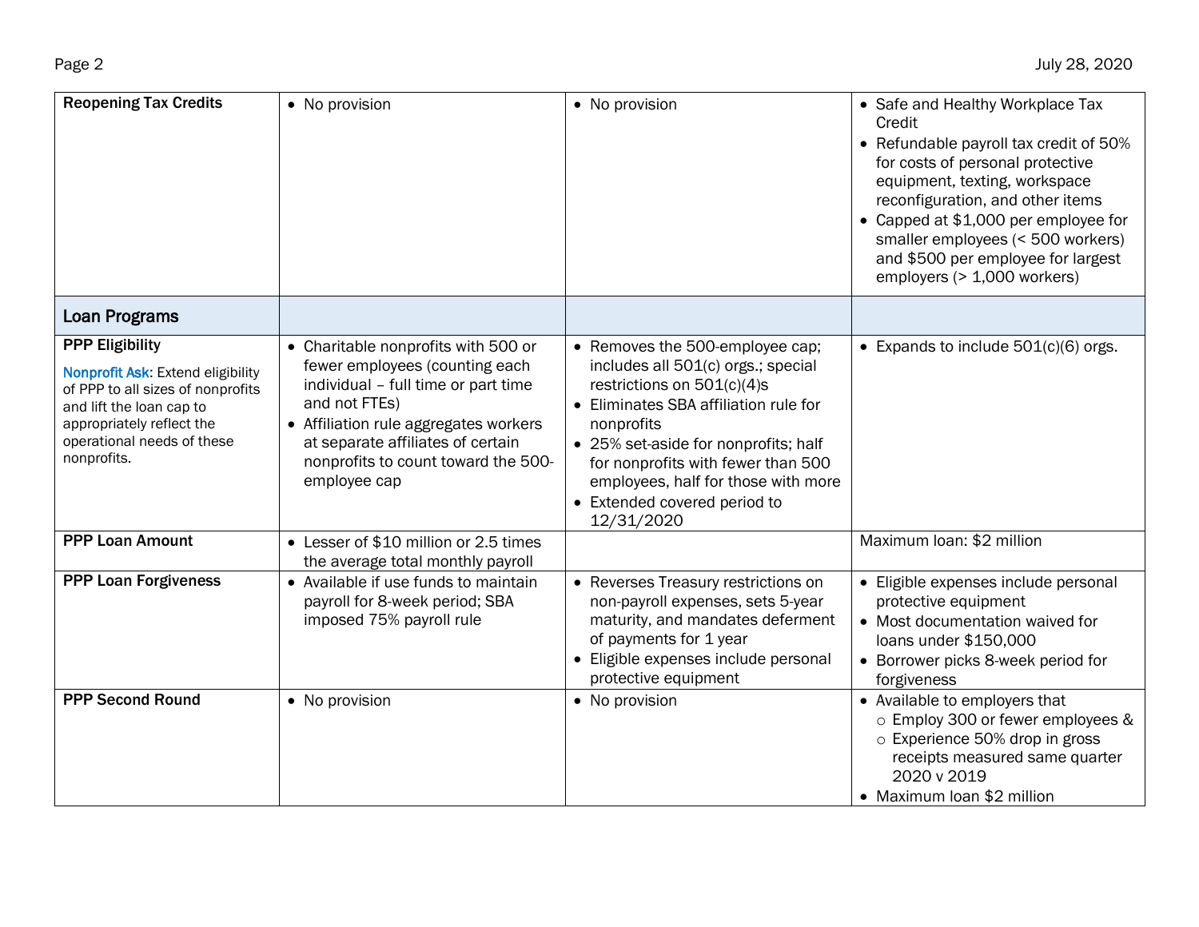| | | | |
|---|---|---|---|
| **Reopening Tax Credits** | • No provision | • No provision | • Safe and Healthy Workplace Tax Credit<br>• Refundable payroll tax credit of 50% for costs of personal protective equipment, texting, workspace reconfiguration, and other items<br>• Capped at $1,000 per employee for smaller employees (< 500 workers) and $500 per employee for largest employers (> 1,000 workers) |
| **Loan Programs** | | | |
| **PPP Eligibility**<br><br>Nonprofit Ask: Extend eligibility of PPP to all sizes of nonprofits and lift the loan cap to appropriately reflect the operational needs of these nonprofits. | • Charitable nonprofits with 500 or fewer employees (counting each individual – full time or part time and not FTEs)<br>• Affiliation rule aggregates workers at separate affiliates of certain nonprofits to count toward the 500-employee cap | • Removes the 500-employee cap; includes all 501(c) orgs.; special restrictions on 501(c)(4)s<br>• Eliminates SBA affiliation rule for nonprofits<br>• 25% set-aside for nonprofits; half for nonprofits with fewer than 500 employees, half for those with more<br>• Extended covered period to 12/31/2020 | • Expands to include 501(c)(6) orgs. |
| **PPP Loan Amount** | • Lesser of $10 million or 2.5 times the average total monthly payroll | | Maximum loan: $2 million |
| **PPP Loan Forgiveness** | • Available if use funds to maintain payroll for 8-week period; SBA imposed 75% payroll rule | • Reverses Treasury restrictions on non-payroll expenses, sets 5-year maturity, and mandates deferment of payments for 1 year<br>• Eligible expenses include personal protective equipment | • Eligible expenses include personal protective equipment<br>• Most documentation waived for loans under $150,000<br>• Borrower picks 8-week period for forgiveness |
| **PPP Second Round** | • No provision | • No provision | • Available to employers that<br>&nbsp;&nbsp;○ Employ 300 or fewer employees &<br>&nbsp;&nbsp;○ Experience 50% drop in gross receipts measured same quarter 2020 v 2019<br>• Maximum loan $2 million |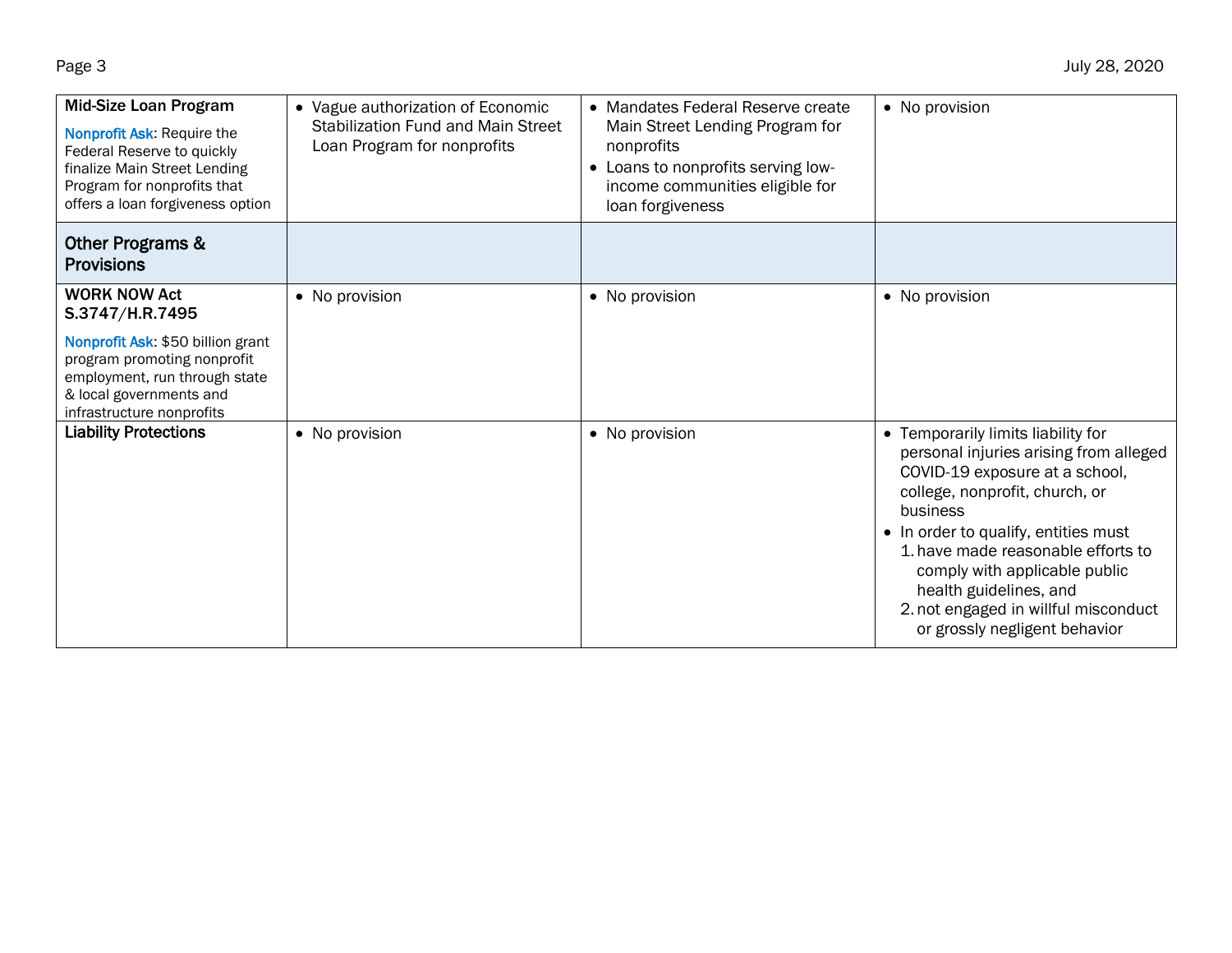| | | | |
|---|---|---|---|
| **Mid-Size Loan Program**<br><br>Nonprofit Ask: Require the Federal Reserve to quickly finalize Main Street Lending Program for nonprofits that offers a loan forgiveness option | • Vague authorization of Economic Stabilization Fund and Main Street Loan Program for nonprofits | • Mandates Federal Reserve create Main Street Lending Program for nonprofits<br>• Loans to nonprofits serving low-income communities eligible for loan forgiveness | • No provision |
| **Other Programs & Provisions** | | | |
| **WORK NOW Act S.3747/H.R.7495**<br><br>Nonprofit Ask: $50 billion grant program promoting nonprofit employment, run through state & local governments and infrastructure nonprofits | • No provision | • No provision | • No provision |
| **Liability Protections** | • No provision | • No provision | • Temporarily limits liability for personal injuries arising from alleged COVID-19 exposure at a school, college, nonprofit, church, or business<br>• In order to qualify, entities must<br>1. have made reasonable efforts to comply with applicable public health guidelines, and<br>2. not engaged in willful misconduct or grossly negligent behavior |